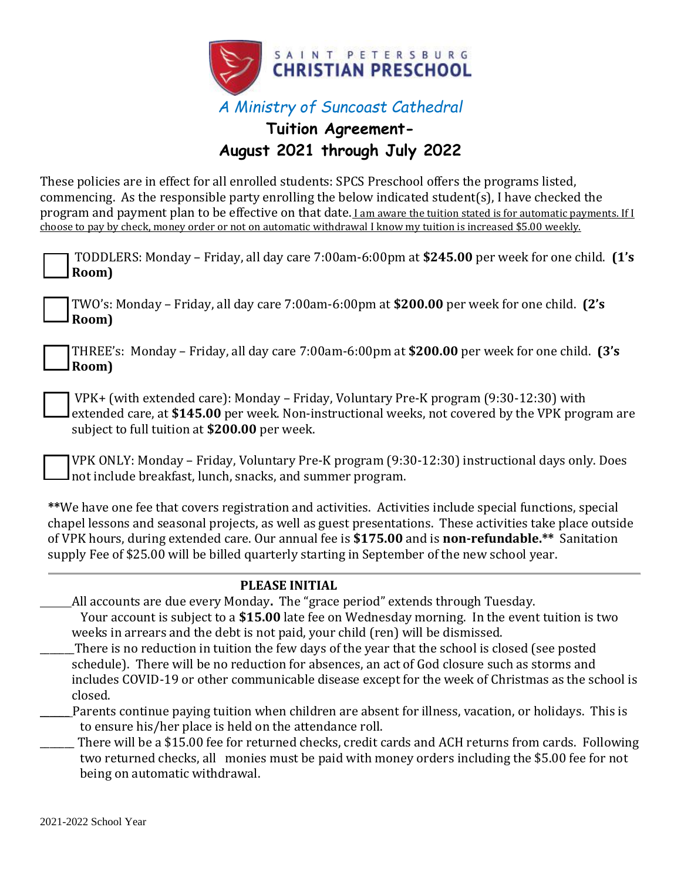SAINT PETERSBURG
**CHRISTIAN PRESCHOOL**

*A Ministry of Suncoast Cathedral*

# Tuition Agreement- August 2021 through July 2022

These policies are in effect for all enrolled students: SPCS Preschool offers the programs listed, commencing. As the responsible party enrolling the below indicated student(s), I have checked the program and payment plan to be effective on that date. <u>I am aware the tuition stated is for automatic payments. If I choose to pay by check, money order or not on automatic withdrawal I know my tuition is increased $5.00 weekly.</u>

☐ TODDLERS: Monday – Friday, all day care 7:00am-6:00pm at **$245.00** per week for one child. **(1's Room)**

☐ TWO's: Monday – Friday, all day care 7:00am-6:00pm at **$200.00** per week for one child. **(2's Room)**

☐ THREE's: Monday – Friday, all day care 7:00am-6:00pm at **$200.00** per week for one child. **(3's Room)**

☐ VPK+ (with extended care): Monday – Friday, Voluntary Pre-K program (9:30-12:30) with extended care, at **$145.00** per week. Non-instructional weeks, not covered by the VPK program are subject to full tuition at **$200.00** per week.

☐ VPK ONLY: Monday – Friday, Voluntary Pre-K program (9:30-12:30) instructional days only. Does not include breakfast, lunch, snacks, and summer program.

**We have one fee that covers registration and activities. Activities include special functions, special chapel lessons and seasonal projects, as well as guest presentations. These activities take place outside of VPK hours, during extended care. Our annual fee is **$175.00** and is **non-refundable.**** Sanitation supply Fee of $25.00 will be billed quarterly starting in September of the new school year.

---

**PLEASE INITIAL**

______All accounts are due every Monday**.** The "grace period" extends through Tuesday. Your account is subject to a **$15.00** late fee on Wednesday morning. In the event tuition is two weeks in arrears and the debt is not paid, your child (ren) will be dismissed.

______There is no reduction in tuition the few days of the year that the school is closed (see posted schedule). There will be no reduction for absences, an act of God closure such as storms and includes COVID-19 or other communicable disease except for the week of Christmas as the school is closed.

______Parents continue paying tuition when children are absent for illness, vacation, or holidays. This is to ensure his/her place is held on the attendance roll.

______ There will be a $15.00 fee for returned checks, credit cards and ACH returns from cards. Following two returned checks, all monies must be paid with money orders including the $5.00 fee for not being on automatic withdrawal.

2021-2022 School Year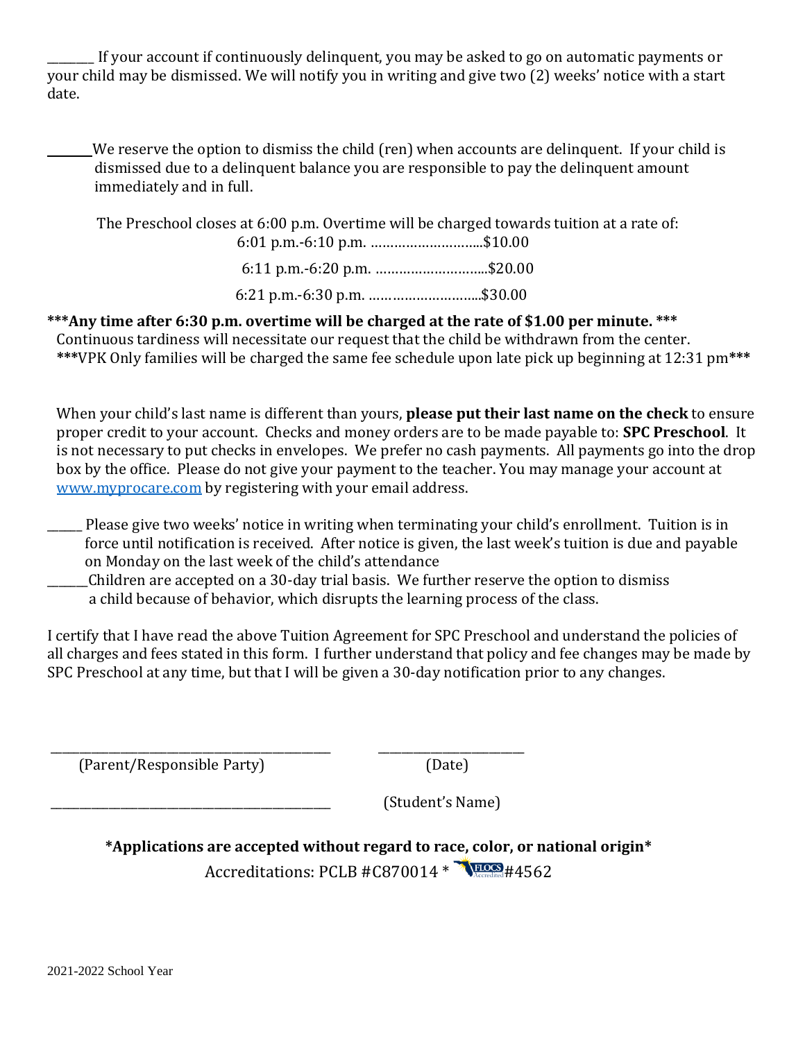_______ If your account if continuously delinquent, you may be asked to go on automatic payments or your child may be dismissed. We will notify you in writing and give two (2) weeks' notice with a start date.

_______ We reserve the option to dismiss the child (ren) when accounts are delinquent. If your child is dismissed due to a delinquent balance you are responsible to pay the delinquent amount immediately and in full.

The Preschool closes at 6:00 p.m. Overtime will be charged towards tuition at a rate of:

6:01 p.m.-6:10 p.m. ………………………..$10.00

6:11 p.m.-6:20 p.m. ………………………..$20.00

6:21 p.m.-6:30 p.m. ………………………..$30.00

**\*\*\*Any time after 6:30 p.m. overtime will be charged at the rate of $1.00 per minute. \*\*\***

Continuous tardiness will necessitate our request that the child be withdrawn from the center.

\*\*\*VPK Only families will be charged the same fee schedule upon late pick up beginning at 12:31 pm\*\*\*

When your child's last name is different than yours, **please put their last name on the check** to ensure proper credit to your account. Checks and money orders are to be made payable to: **SPC Preschool**. It is not necessary to put checks in envelopes. We prefer no cash payments. All payments go into the drop box by the office. Please do not give your payment to the teacher. You may manage your account at www.myprocare.com by registering with your email address.

_____ Please give two weeks' notice in writing when terminating your child's enrollment. Tuition is in force until notification is received. After notice is given, the last week's tuition is due and payable on Monday on the last week of the child's attendance

______Children are accepted on a 30-day trial basis. We further reserve the option to dismiss a child because of behavior, which disrupts the learning process of the class.

I certify that I have read the above Tuition Agreement for SPC Preschool and understand the policies of all charges and fees stated in this form. I further understand that policy and fee changes may be made by SPC Preschool at any time, but that I will be given a 30-day notification prior to any changes.

_____________________________________________ _______________________

(Parent/Responsible Party) (Date)

_____________________________________________ (Student's Name)

**\*Applications are accepted without regard to race, color, or national origin\***

Accreditations: PCLB #C870014 \* FLOCS Accredited #4562

2021-2022 School Year